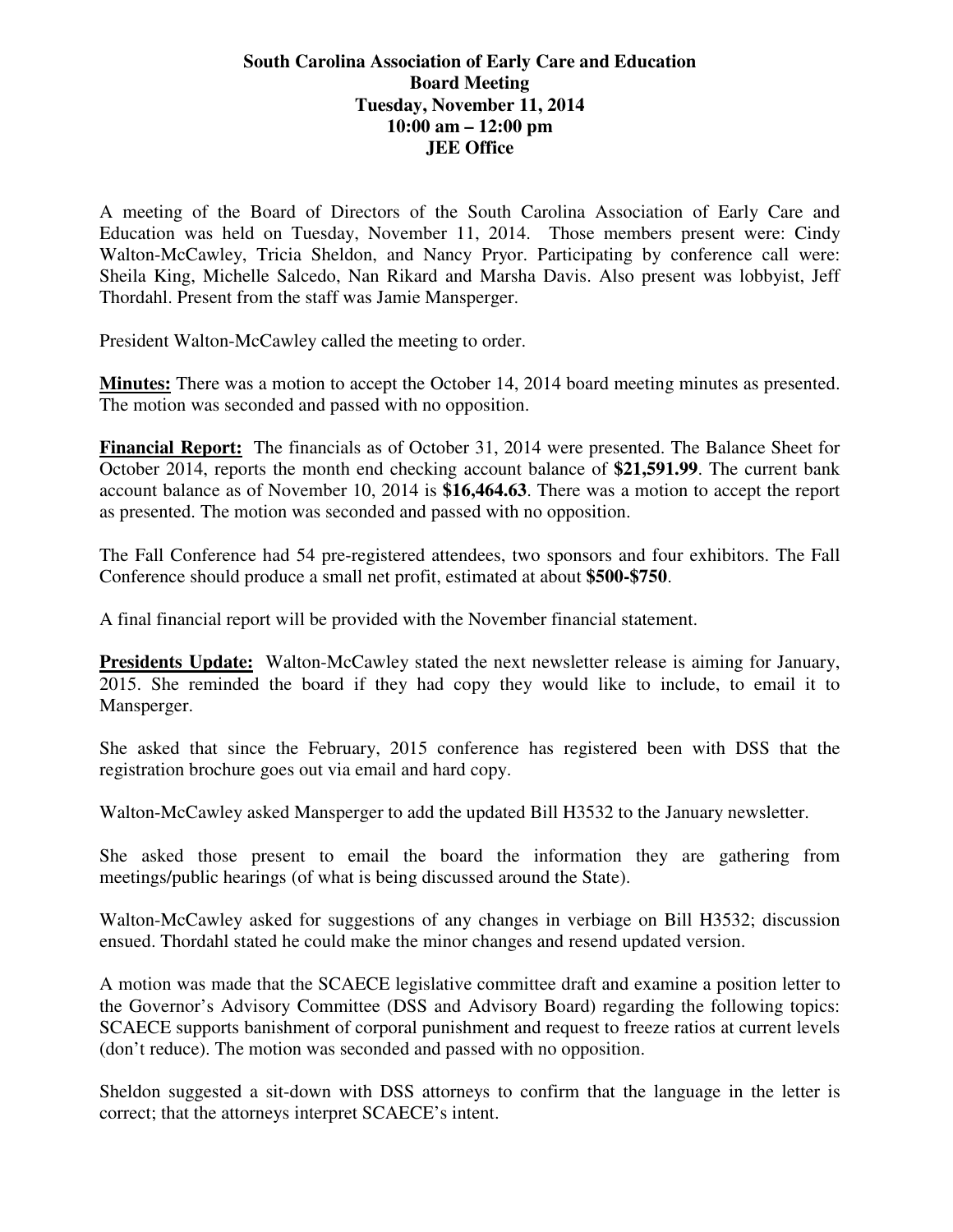**South Carolina Association of Early Care and Education**
**Board Meeting**
**Tuesday, November 11, 2014**
**10:00 am – 12:00 pm**
**JEE Office**

A meeting of the Board of Directors of the South Carolina Association of Early Care and Education was held on Tuesday, November 11, 2014. Those members present were: Cindy Walton-McCawley, Tricia Sheldon, and Nancy Pryor. Participating by conference call were: Sheila King, Michelle Salcedo, Nan Rikard and Marsha Davis. Also present was lobbyist, Jeff Thordahl. Present from the staff was Jamie Mansperger.

President Walton-McCawley called the meeting to order.

**Minutes:** There was a motion to accept the October 14, 2014 board meeting minutes as presented. The motion was seconded and passed with no opposition.

**Financial Report:** The financials as of October 31, 2014 were presented. The Balance Sheet for October 2014, reports the month end checking account balance of **$21,591.99**. The current bank account balance as of November 10, 2014 is **$16,464.63**. There was a motion to accept the report as presented. The motion was seconded and passed with no opposition.

The Fall Conference had 54 pre-registered attendees, two sponsors and four exhibitors. The Fall Conference should produce a small net profit, estimated at about **$500-$750**.

A final financial report will be provided with the November financial statement.

**Presidents Update:** Walton-McCawley stated the next newsletter release is aiming for January, 2015. She reminded the board if they had copy they would like to include, to email it to Mansperger.

She asked that since the February, 2015 conference has registered been with DSS that the registration brochure goes out via email and hard copy.

Walton-McCawley asked Mansperger to add the updated Bill H3532 to the January newsletter.

She asked those present to email the board the information they are gathering from meetings/public hearings (of what is being discussed around the State).

Walton-McCawley asked for suggestions of any changes in verbiage on Bill H3532; discussion ensued. Thordahl stated he could make the minor changes and resend updated version.

A motion was made that the SCAECE legislative committee draft and examine a position letter to the Governor's Advisory Committee (DSS and Advisory Board) regarding the following topics: SCAECE supports banishment of corporal punishment and request to freeze ratios at current levels (don't reduce). The motion was seconded and passed with no opposition.

Sheldon suggested a sit-down with DSS attorneys to confirm that the language in the letter is correct; that the attorneys interpret SCAECE's intent.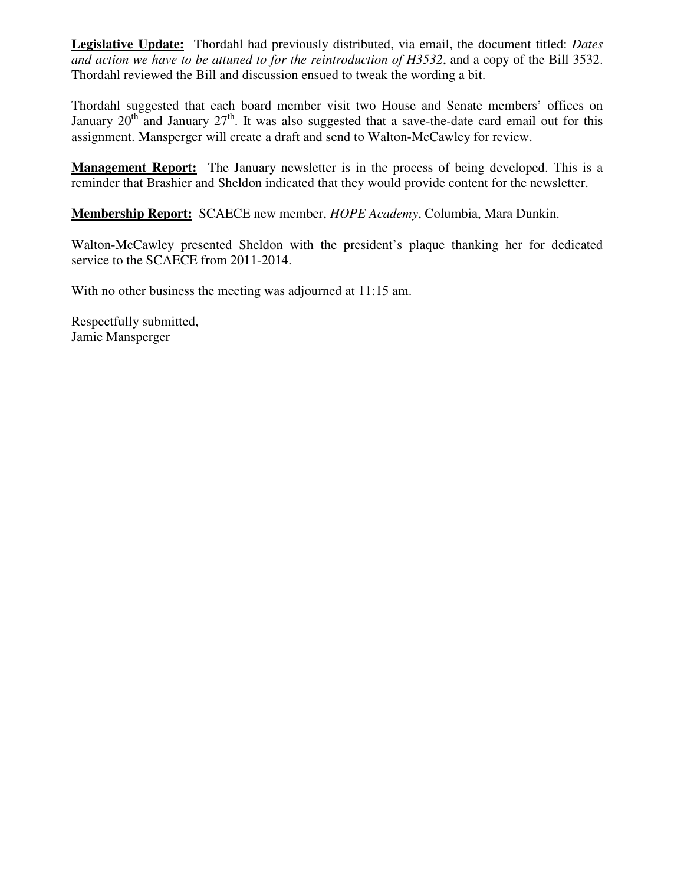**Legislative Update:** Thordahl had previously distributed, via email, the document titled: *Dates and action we have to be attuned to for the reintroduction of H3532*, and a copy of the Bill 3532. Thordahl reviewed the Bill and discussion ensued to tweak the wording a bit.

Thordahl suggested that each board member visit two House and Senate members' offices on January 20th and January 27th. It was also suggested that a save-the-date card email out for this assignment. Mansperger will create a draft and send to Walton-McCawley for review.

**Management Report:** The January newsletter is in the process of being developed. This is a reminder that Brashier and Sheldon indicated that they would provide content for the newsletter.

**Membership Report:** SCAECE new member, *HOPE Academy*, Columbia, Mara Dunkin.

Walton-McCawley presented Sheldon with the president's plaque thanking her for dedicated service to the SCAECE from 2011-2014.

With no other business the meeting was adjourned at 11:15 am.

Respectfully submitted,
Jamie Mansperger